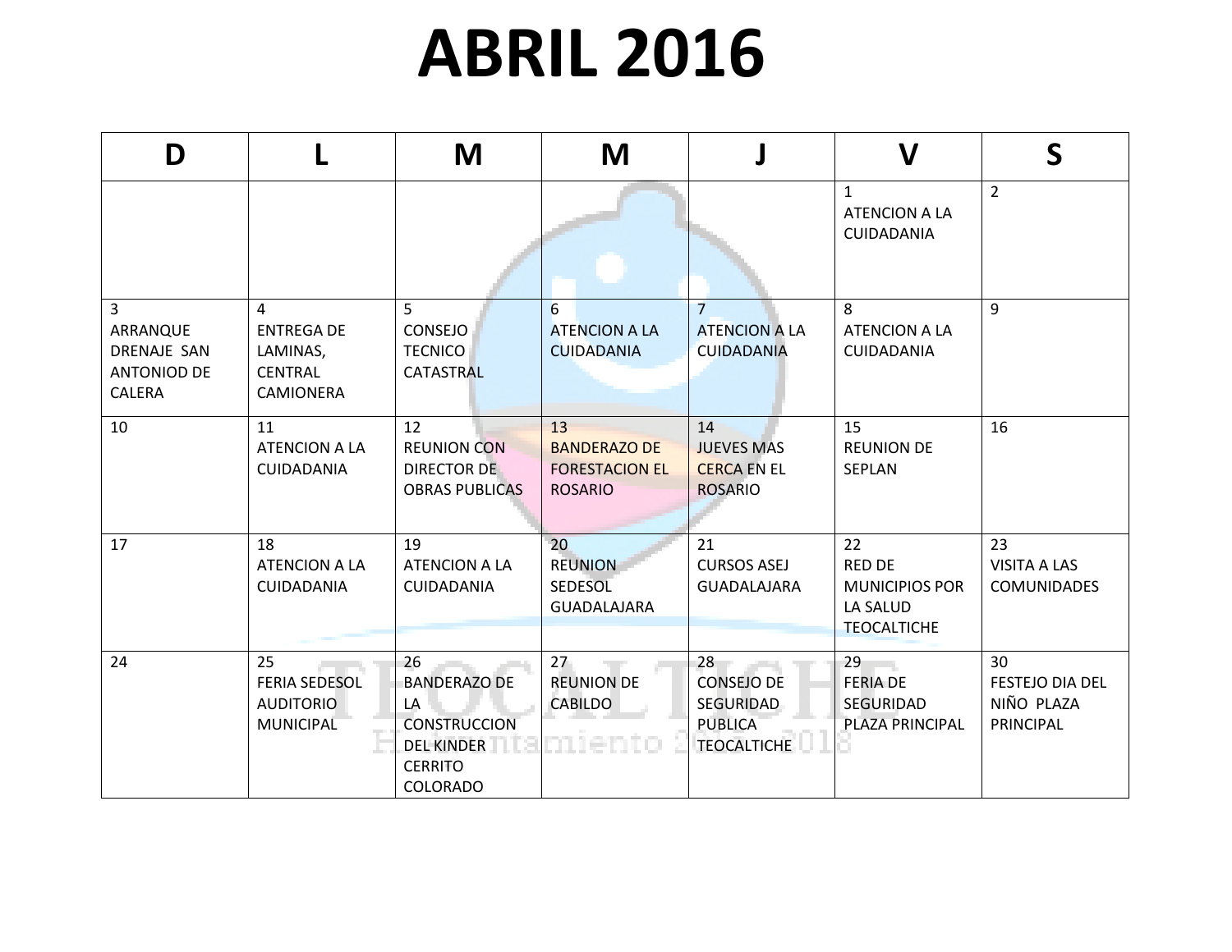# ABRIL 2016

| D | L | M | M | J | V | S |
|---|---|---|---|---|---|---|
| | | | | | 1 ATENCION A LA CUIDADANIA | 2 |
| 3 ARRANQUE DRENAJE SAN ANTONIOD DE CALERA | 4 ENTREGA DE LAMINAS, CENTRAL CAMIONERA | 5 CONSEJO TECNICO CATASTRAL | 6 ATENCION A LA CUIDADANIA | 7 ATENCION A LA CUIDADANIA | 8 ATENCION A LA CUIDADANIA | 9 |
| 10 | 11 ATENCION A LA CUIDADANIA | 12 REUNION CON DIRECTOR DE OBRAS PUBLICAS | 13 BANDERAZO DE FORESTACION EL ROSARIO | 14 JUEVES MAS CERCA EN EL ROSARIO | 15 REUNION DE SEPLAN | 16 |
| 17 | 18 ATENCION A LA CUIDADANIA | 19 ATENCION A LA CUIDADANIA | 20 REUNION SEDESOL GUADALAJARA | 21 CURSOS ASEJ GUADALAJARA | 22 RED DE MUNICIPIOS POR LA SALUD TEOCALTICHE | 23 VISITA A LAS COMUNIDADES |
| 24 | 25 FERIA SEDESOL AUDITORIO MUNICIPAL | 26 BANDERAZO DE LA CONSTRUCCION DEL KINDER CERRITO COLORADO | 27 REUNION DE CABILDO | 28 CONSEJO DE SEGURIDAD PUBLICA TEOCALTICHE | 29 FERIA DE SEGURIDAD PLAZA PRINCIPAL | 30 FESTEJO DIA DEL NIÑO PLAZA PRINCIPAL |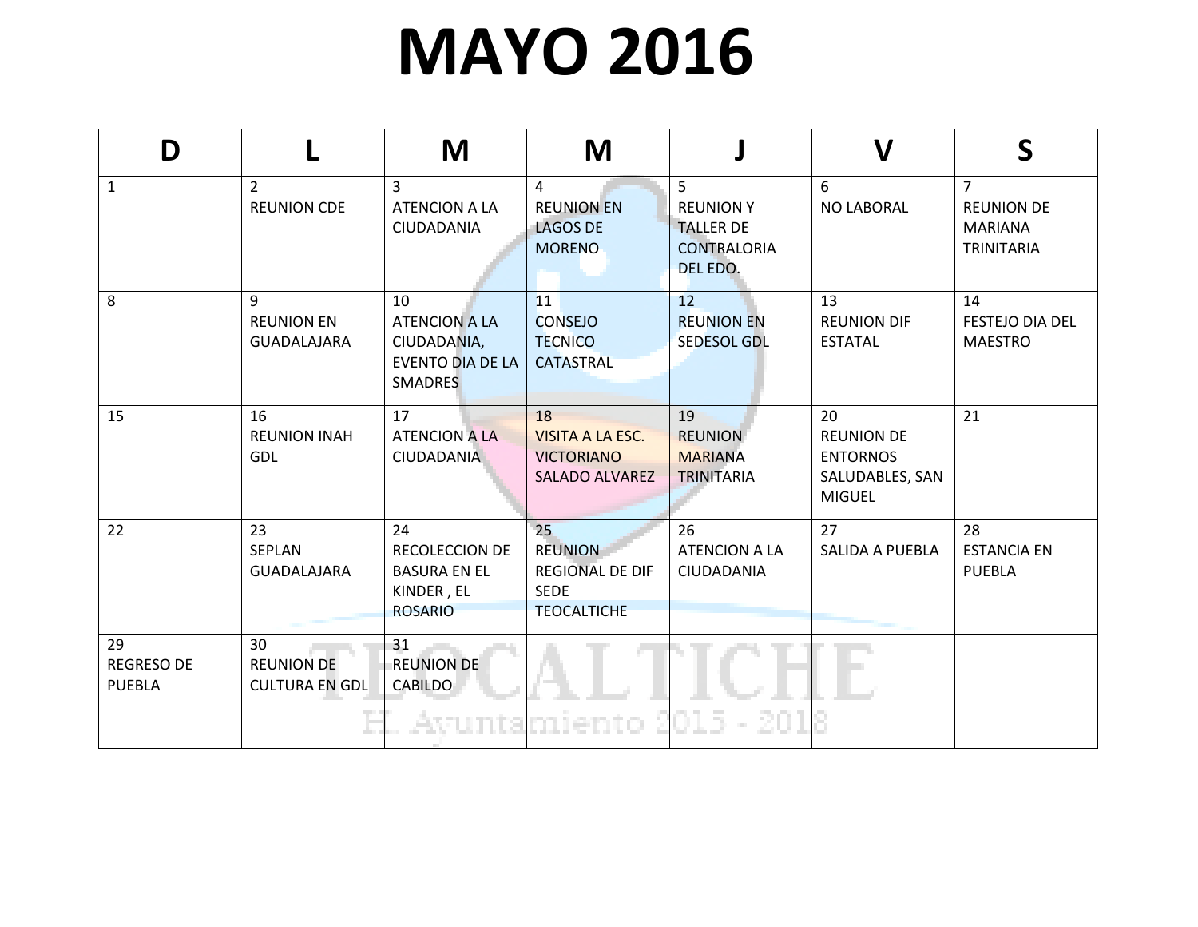# MAYO 2016

| D | L | M | M | J | V | S |
|---|---|---|---|---|---|---|
| 1 | 2 REUNION CDE | 3 ATENCION A LA CIUDADANIA | 4 REUNION EN LAGOS DE MORENO | 5 REUNION Y TALLER DE CONTRALORIA DEL EDO. | 6 NO LABORAL | 7 REUNION DE MARIANA TRINITARIA |
| 8 | 9 REUNION EN GUADALAJARA | 10 ATENCION A LA CIUDADANIA, EVENTO DIA DE LA SMADRES | 11 CONSEJO TECNICO CATASTRAL | 12 REUNION EN SEDESOL GDL | 13 REUNION DIF ESTATAL | 14 FESTEJO DIA DEL MAESTRO |
| 15 | 16 REUNION INAH GDL | 17 ATENCION A LA CIUDADANIA | 18 VISITA A LA ESC. VICTORIANO SALADO ALVAREZ | 19 REUNION MARIANA TRINITARIA | 20 REUNION DE ENTORNOS SALUDABLES, SAN MIGUEL | 21 |
| 22 | 23 SEPLAN GUADALAJARA | 24 RECOLECCION DE BASURA EN EL KINDER , EL ROSARIO | 25 REUNION REGIONAL DE DIF SEDE TEOCALTICHE | 26 ATENCION A LA CIUDADANIA | 27 SALIDA A PUEBLA | 28 ESTANCIA EN PUEBLA |
| 29 REGRESO DE PUEBLA | 30 REUNION DE CULTURA EN GDL | 31 REUNION DE CABILDO | | | | |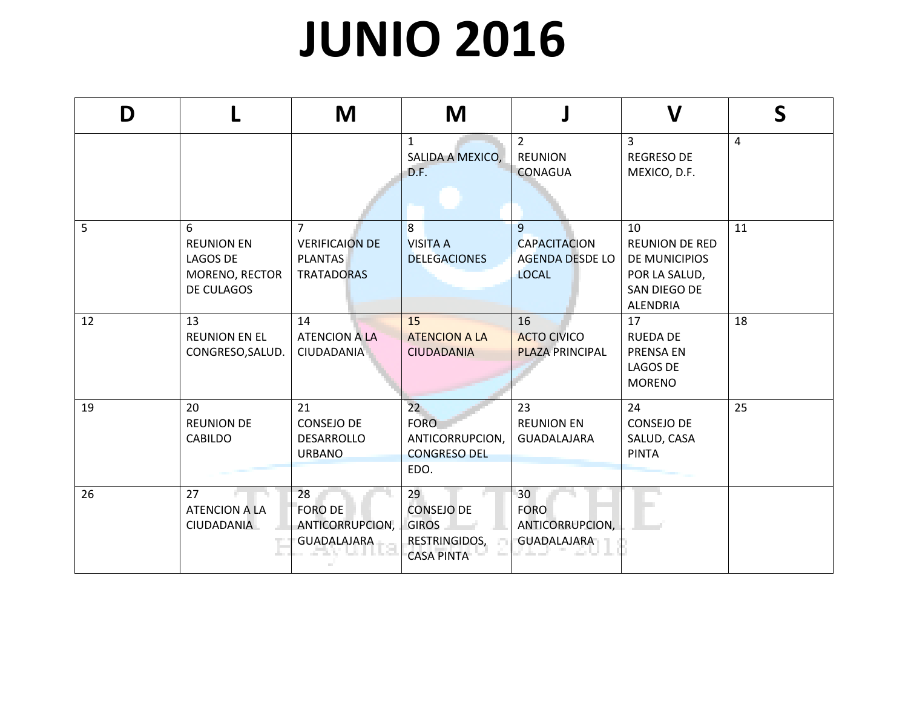# JUNIO 2016

| D | L | M | M | J | V | S |
|---|---|---|---|---|---|---|
| | | | 1 SALIDA A MEXICO, D.F. | 2 REUNION CONAGUA | 3 REGRESO DE MEXICO, D.F. | 4 |
| 5 | 6 REUNION EN LAGOS DE MORENO, RECTOR DE CULAGOS | 7 VERIFICAION DE PLANTAS TRATADORAS | 8 VISITA A DELEGACIONES | 9 CAPACITACION AGENDA DESDE LO LOCAL | 10 REUNION DE RED DE MUNICIPIOS POR LA SALUD, SAN DIEGO DE ALENDRIA | 11 |
| 12 | 13 REUNION EN EL CONGRESO,SALUD. | 14 ATENCION A LA CIUDADANIA | 15 ATENCION A LA CIUDADANIA | 16 ACTO CIVICO PLAZA PRINCIPAL | 17 RUEDA DE PRENSA EN LAGOS DE MORENO | 18 |
| 19 | 20 REUNION DE CABILDO | 21 CONSEJO DE DESARROLLO URBANO | 22 FORO ANTICORRUPCION, CONGRESO DEL EDO. | 23 REUNION EN GUADALAJARA | 24 CONSEJO DE SALUD, CASA PINTA | 25 |
| 26 | 27 ATENCION A LA CIUDADANIA | 28 FORO DE ANTICORRUPCION, GUADALAJARA | 29 CONSEJO DE GIROS RESTRINGIDOS, CASA PINTA | 30 FORO ANTICORRUPCION, GUADALAJARA | | |